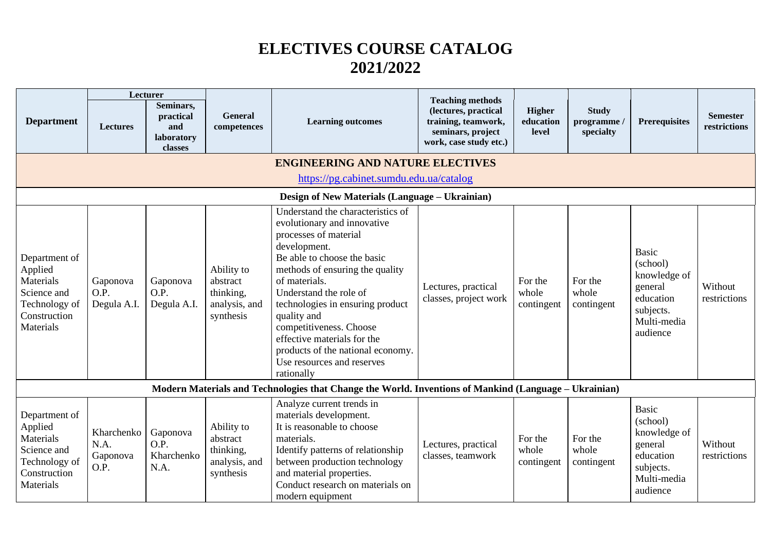# ELECTIVES COURSE CATALOG
# 2021/2022

| Department | Lecturer | | General competences | Learning outcomes | Teaching methods (lectures, practical training, teamwork, seminars, project work, case study etc.) | Higher education level | Study programme / specialty | Prerequisites | Semester restrictions |
|---|---|---|---|---|---|---|---|---|---|
| | Lectures | Seminars, practical and laboratory classes | | | | | | | |
| **ENGINEERING AND NATURE ELECTIVES** https://pg.cabinet.sumdu.edu.ua/catalog | | | | | | | | | |
| **Design of New Materials (Language – Ukrainian)** | | | | | | | | | |
| Department of Applied Materials Science and Technology of Construction Materials | Gaponova O.P. Degula A.I. | Gaponova O.P. Degula A.I. | Ability to abstract thinking, analysis, and synthesis | Understand the characteristics of evolutionary and innovative processes of material development. Be able to choose the basic methods of ensuring the quality of materials. Understand the role of technologies in ensuring product quality and competitiveness. Choose effective materials for the products of the national economy. Use resources and reserves rationally | Lectures, practical classes, project work | For the whole contingent | For the whole contingent | Basic (school) knowledge of general education subjects. Multi-media audience | Without restrictions |
| **Modern Materials and Technologies that Change the World. Inventions of Mankind (Language – Ukrainian)** | | | | | | | | | |
| Department of Applied Materials Science and Technology of Construction Materials | Kharchenko N.A. Gaponova O.P. | Gaponova O.P. Kharchenko N.A. | Ability to abstract thinking, analysis, and synthesis | Analyze current trends in materials development. It is reasonable to choose materials. Identify patterns of relationship between production technology and material properties. Conduct research on materials on modern equipment | Lectures, practical classes, teamwork | For the whole contingent | For the whole contingent | Basic (school) knowledge of general education subjects. Multi-media audience | Without restrictions |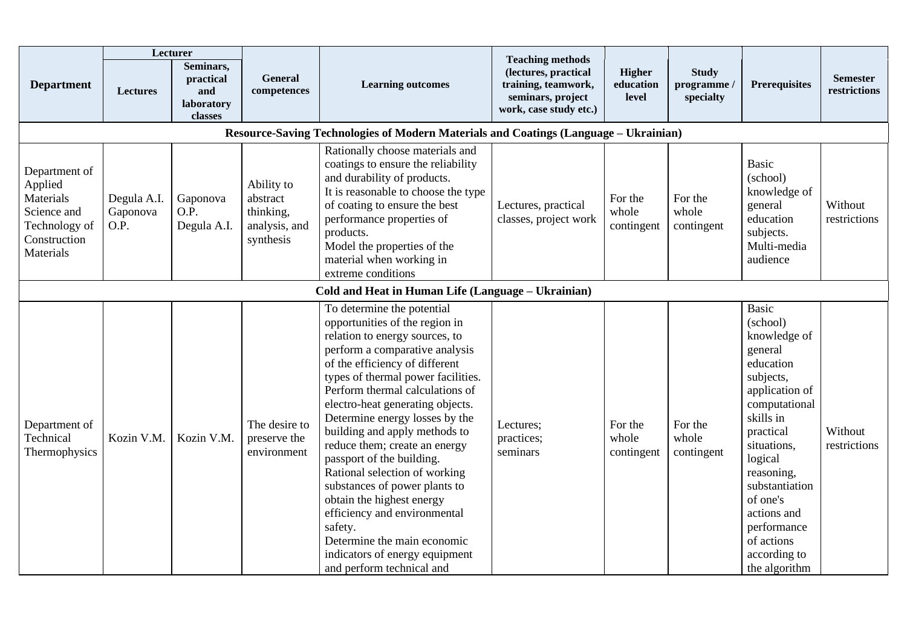| Department | Lecturer | | General competences | Learning outcomes | Teaching methods (lectures, practical training, teamwork, seminars, project work, case study etc.) | Higher education level | Study programme / specialty | Prerequisites | Semester restrictions |
|---|---|---|---|---|---|---|---|---|---|
| | Lectures | Seminars, practical and laboratory classes | | | | | | | |
| **Resource-Saving Technologies of Modern Materials and Coatings (Language – Ukrainian)** | | | | | | | | | |
| Department of Applied Materials Science and Technology of Construction Materials | Degula A.I. Gaponova O.P. | Gaponova O.P. Degula A.I. | Ability to abstract thinking, analysis, and synthesis | Rationally choose materials and coatings to ensure the reliability and durability of products. It is reasonable to choose the type of coating to ensure the best performance properties of products. Model the properties of the material when working in extreme conditions | Lectures, practical classes, project work | For the whole contingent | For the whole contingent | Basic (school) knowledge of general education subjects. Multi-media audience | Without restrictions |
| **Cold and Heat in Human Life (Language – Ukrainian)** | | | | | | | | | |
| Department of Technical Thermophysics | Kozin V.M. | Kozin V.M. | The desire to preserve the environment | To determine the potential opportunities of the region in relation to energy sources, to perform a comparative analysis of the efficiency of different types of thermal power facilities. Perform thermal calculations of electro-heat generating objects. Determine energy losses by the building and apply methods to reduce them; create an energy passport of the building. Rational selection of working substances of power plants to obtain the highest energy efficiency and environmental safety. Determine the main economic indicators of energy equipment and perform technical and | Lectures; practices; seminars | For the whole contingent | For the whole contingent | Basic (school) knowledge of general education subjects, application of computational skills in practical situations, logical reasoning, substantiation of one's actions and performance of actions according to the algorithm | Without restrictions |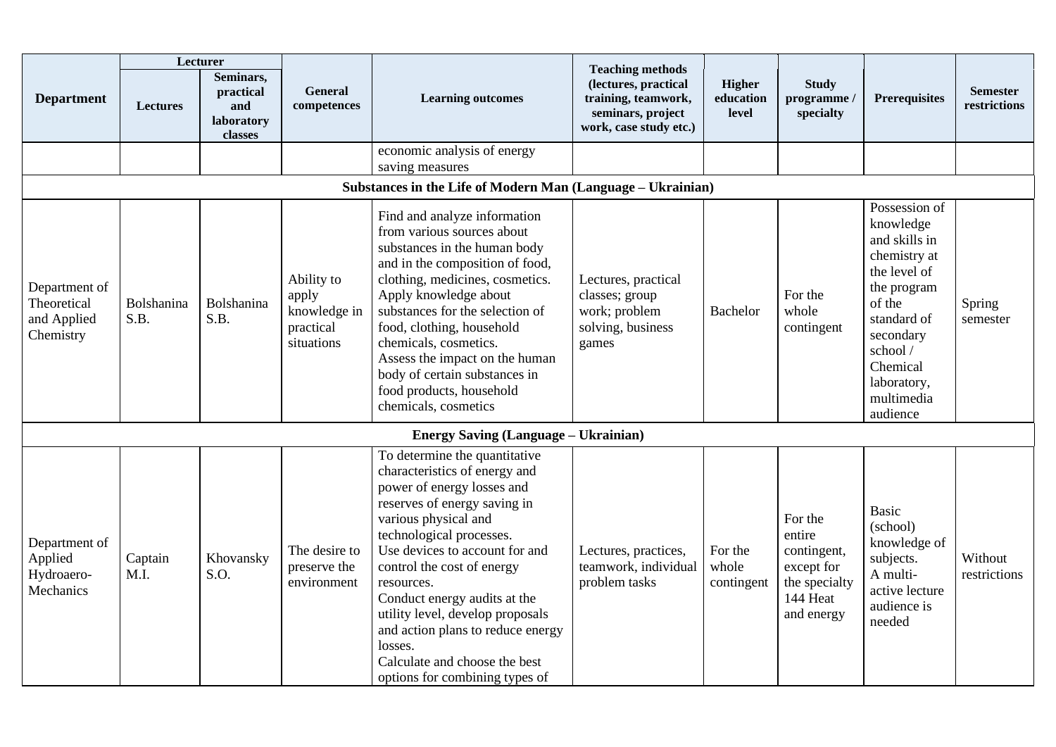| Department | Lecturer | | General competences | Learning outcomes | Teaching methods (lectures, practical training, teamwork, seminars, project work, case study etc.) | Higher education level | Study programme / specialty | Prerequisites | Semester restrictions |
|---|---|---|---|---|---|---|---|---|---|
| | Lectures | Seminars, practical and laboratory classes | | | | | | | |
| | | | | economic analysis of energy saving measures | | | | | |
| **Substances in the Life of Modern Man (Language – Ukrainian)** | | | | | | | | | |
| Department of Theoretical and Applied Chemistry | Bolshanina S.B. | Bolshanina S.B. | Ability to apply knowledge in practical situations | Find and analyze information from various sources about substances in the human body and in the composition of food, clothing, medicines, cosmetics. Apply knowledge about substances for the selection of food, clothing, household chemicals, cosmetics. Assess the impact on the human body of certain substances in food products, household chemicals, cosmetics | Lectures, practical classes; group work; problem solving, business games | Bachelor | For the whole contingent | Possession of knowledge and skills in chemistry at the level of the program of the standard of secondary school / Chemical laboratory, multimedia audience | Spring semester |
| **Energy Saving (Language – Ukrainian)** | | | | | | | | | |
| Department of Applied Hydroaero-Mechanics | Captain M.I. | Khovansky S.O. | The desire to preserve the environment | To determine the quantitative characteristics of energy and power of energy losses and reserves of energy saving in various physical and technological processes. Use devices to account for and control the cost of energy resources. Conduct energy audits at the utility level, develop proposals and action plans to reduce energy losses. Calculate and choose the best options for combining types of | Lectures, practices, teamwork, individual problem tasks | For the whole contingent | For the entire contingent, except for the specialty 144 Heat and energy | Basic (school) knowledge of subjects. A multi-active lecture audience is needed | Without restrictions |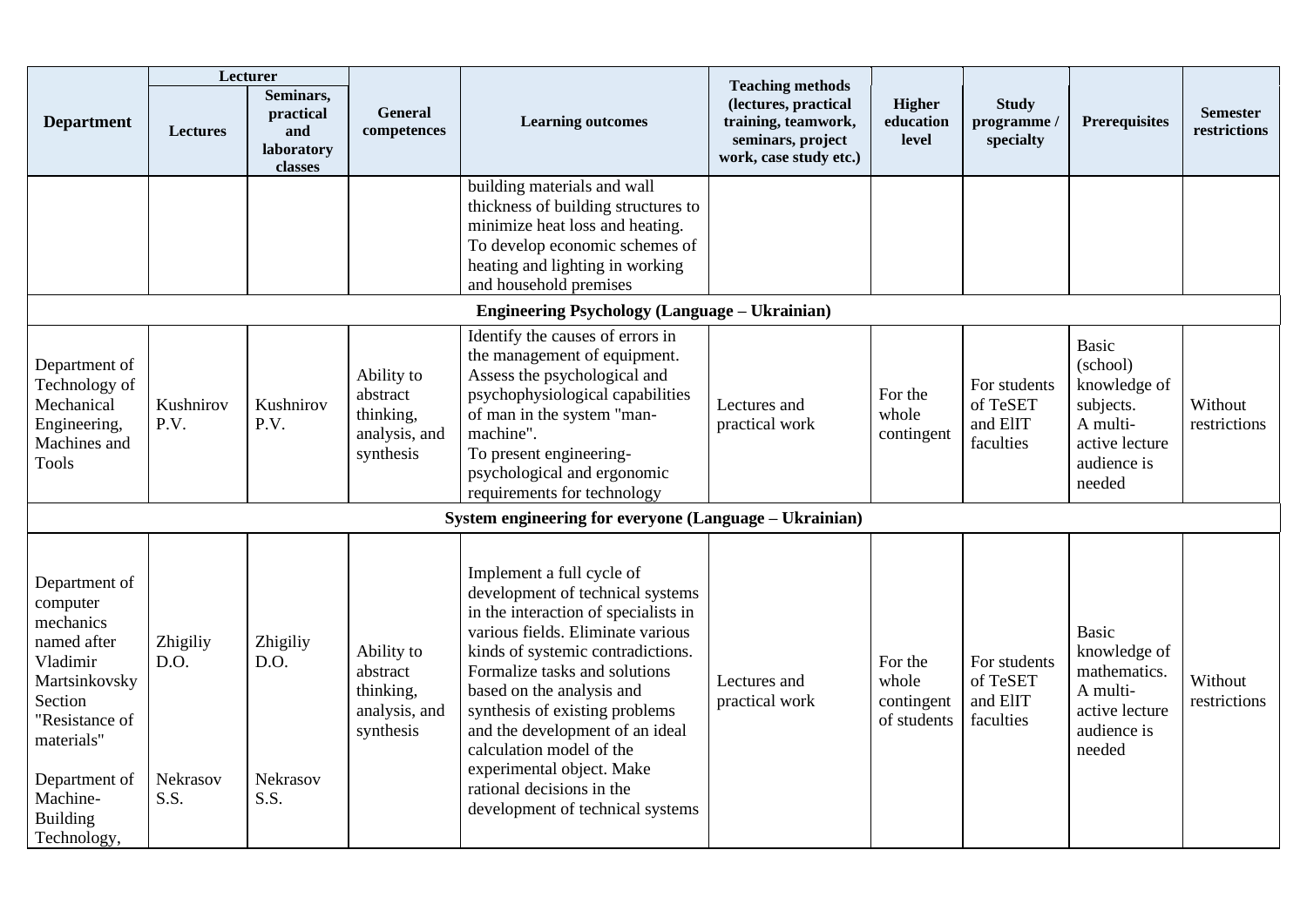| Department | Lecturer | | General competences | Learning outcomes | Teaching methods (lectures, practical training, teamwork, seminars, project work, case study etc.) | Higher education level | Study programme / specialty | Prerequisites | Semester restrictions |
|---|---|---|---|---|---|---|---|---|---|
| | Lectures | Seminars, practical and laboratory classes | | | | | | | |
| | | | | building materials and wall thickness of building structures to minimize heat loss and heating. To develop economic schemes of heating and lighting in working and household premises | | | | | |
| **Engineering Psychology (Language – Ukrainian)** | | | | | | | | | |
| Department of Technology of Mechanical Engineering, Machines and Tools | Kushnirov P.V. | Kushnirov P.V. | Ability to abstract thinking, analysis, and synthesis | Identify the causes of errors in the management of equipment. Assess the psychological and psychophysiological capabilities of man in the system "man-machine". To present engineering-psychological and ergonomic requirements for technology | Lectures and practical work | For the whole contingent | For students of TeSET and ElIT faculties | Basic (school) knowledge of subjects. A multi-active lecture audience is needed | Without restrictions |
| **System engineering for everyone (Language – Ukrainian)** | | | | | | | | | |
| Department of computer mechanics named after Vladimir Martsinkovsky Section "Resistance of materials"<br><br>Department of Machine-Building Technology, | Zhigiliy D.O.<br><br>Nekrasov S.S. | Zhigiliy D.O.<br><br>Nekrasov S.S. | Ability to abstract thinking, analysis, and synthesis | Implement a full cycle of development of technical systems in the interaction of specialists in various fields. Eliminate various kinds of systemic contradictions. Formalize tasks and solutions based on the analysis and synthesis of existing problems and the development of an ideal calculation model of the experimental object. Make rational decisions in the development of technical systems | Lectures and practical work | For the whole contingent of students | For students of TeSET and ElIT faculties | Basic knowledge of mathematics. A multi-active lecture audience is needed | Without restrictions |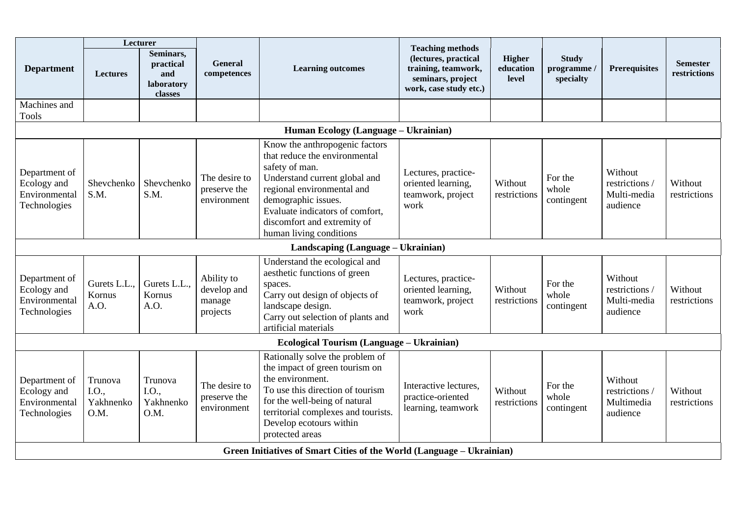| Department | Lecturer | | General competences | Learning outcomes | Teaching methods (lectures, practical training, teamwork, seminars, project work, case study etc.) | Higher education level | Study programme / specialty | Prerequisites | Semester restrictions |
|---|---|---|---|---|---|---|---|---|---|
| | Lectures | Seminars, practical and laboratory classes | | | | | | | |
| Machines and Tools | | | | | | | | | |
| **Human Ecology (Language – Ukrainian)** | | | | | | | | | |
| Department of Ecology and Environmental Technologies | Shevchenko S.M. | Shevchenko S.M. | The desire to preserve the environment | Know the anthropogenic factors that reduce the environmental safety of man. Understand current global and regional environmental and demographic issues. Evaluate indicators of comfort, discomfort and extremity of human living conditions | Lectures, practice-oriented learning, teamwork, project work | Without restrictions | For the whole contingent | Without restrictions / Multi-media audience | Without restrictions |
| **Landscaping (Language – Ukrainian)** | | | | | | | | | |
| Department of Ecology and Environmental Technologies | Gurets L.L., Kornus A.O. | Gurets L.L., Kornus A.O. | Ability to develop and manage projects | Understand the ecological and aesthetic functions of green spaces. Carry out design of objects of landscape design. Carry out selection of plants and artificial materials | Lectures, practice-oriented learning, teamwork, project work | Without restrictions | For the whole contingent | Without restrictions / Multi-media audience | Without restrictions |
| **Ecological Tourism (Language – Ukrainian)** | | | | | | | | | |
| Department of Ecology and Environmental Technologies | Trunova I.O., Yakhnenko O.M. | Trunova I.O., Yakhnenko O.M. | The desire to preserve the environment | Rationally solve the problem of the impact of green tourism on the environment. To use this direction of tourism for the well-being of natural territorial complexes and tourists. Develop ecotours within protected areas | Interactive lectures, practice-oriented learning, teamwork | Without restrictions | For the whole contingent | Without restrictions / Multimedia audience | Without restrictions |
| **Green Initiatives of Smart Cities of the World (Language – Ukrainian)** | | | | | | | | | |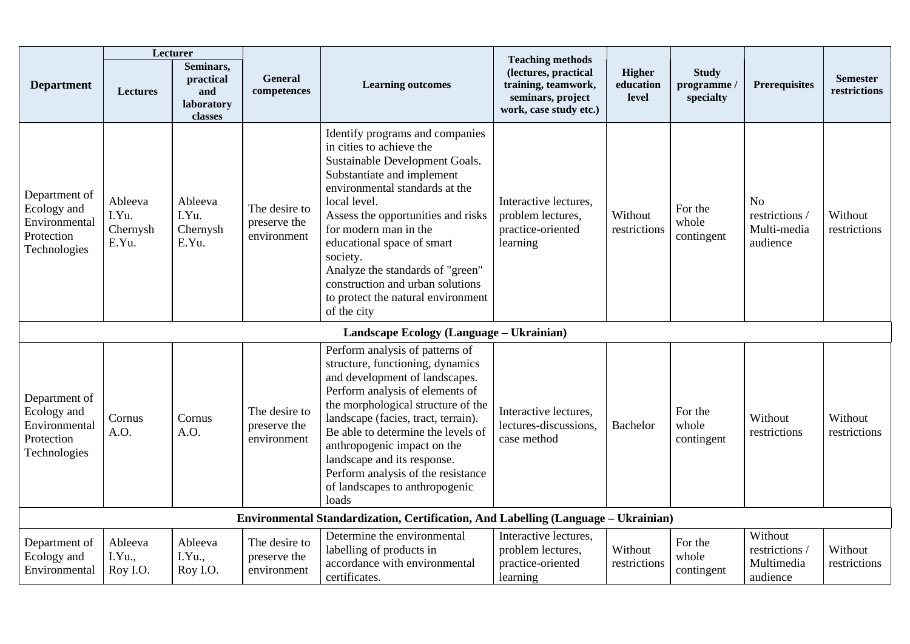| Department | Lecturer | | General competences | Learning outcomes | Teaching methods (lectures, practical training, teamwork, seminars, project work, case study etc.) | Higher education level | Study programme / specialty | Prerequisites | Semester restrictions |
|---|---|---|---|---|---|---|---|---|---|
| | Lectures | Seminars, practical and laboratory classes | | | | | | | |
| Department of Ecology and Environmental Protection Technologies | Ableeva I.Yu. Chernysh E.Yu. | Ableeva I.Yu. Chernysh E.Yu. | The desire to preserve the environment | Identify programs and companies in cities to achieve the Sustainable Development Goals. Substantiate and implement environmental standards at the local level. Assess the opportunities and risks for modern man in the educational space of smart society. Analyze the standards of "green" construction and urban solutions to protect the natural environment of the city | Interactive lectures, problem lectures, practice-oriented learning | Without restrictions | For the whole contingent | No restrictions / Multi-media audience | Without restrictions |
| **Landscape Ecology (Language – Ukrainian)** | | | | | | | | | |
| Department of Ecology and Environmental Protection Technologies | Cornus A.O. | Cornus A.O. | The desire to preserve the environment | Perform analysis of patterns of structure, functioning, dynamics and development of landscapes. Perform analysis of elements of the morphological structure of the landscape (facies, tract, terrain). Be able to determine the levels of anthropogenic impact on the landscape and its response. Perform analysis of the resistance of landscapes to anthropogenic loads | Interactive lectures, lectures-discussions, case method | Bachelor | For the whole contingent | Without restrictions | Without restrictions |
| **Environmental Standardization, Certification, And Labelling (Language – Ukrainian)** | | | | | | | | | |
| Department of Ecology and Environmental | Ableeva I.Yu., Roy I.O. | Ableeva I.Yu., Roy I.O. | The desire to preserve the environment | Determine the environmental labelling of products in accordance with environmental certificates. | Interactive lectures, problem lectures, practice-oriented learning | Without restrictions | For the whole contingent | Without restrictions / Multimedia audience | Without restrictions |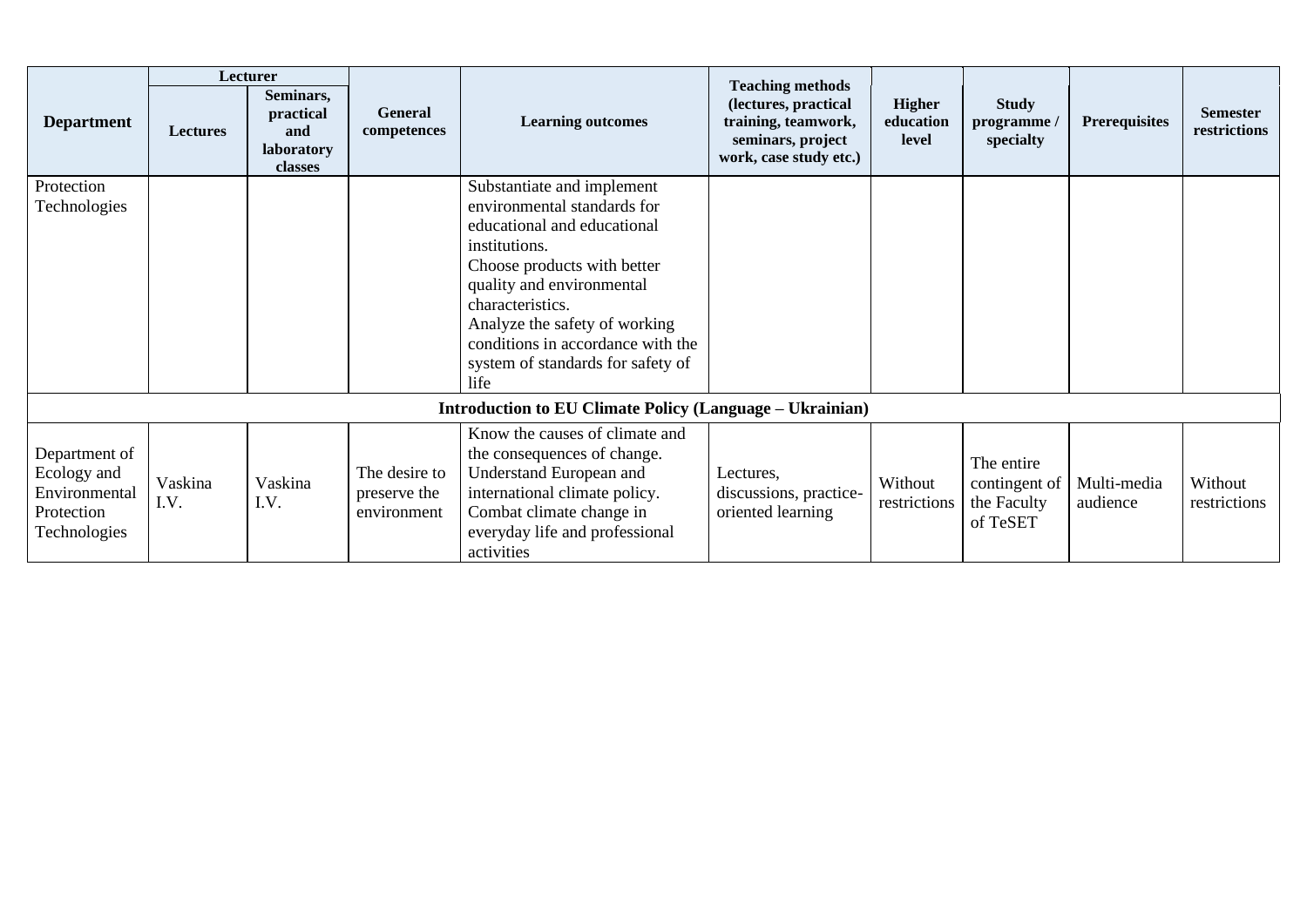| Department | Lecturer | | General competences | Learning outcomes | Teaching methods (lectures, practical training, teamwork, seminars, project work, case study etc.) | Higher education level | Study programme / specialty | Prerequisites | Semester restrictions |
|---|---|---|---|---|---|---|---|---|---|
| | Lectures | Seminars, practical and laboratory classes | | | | | | | |
| Protection Technologies | | | | Substantiate and implement environmental standards for educational and educational institutions. Choose products with better quality and environmental characteristics. Analyze the safety of working conditions in accordance with the system of standards for safety of life | | | | | |
| **Introduction to EU Climate Policy (Language – Ukrainian)** | | | | | | | | | |
| Department of Ecology and Environmental Protection Technologies | Vaskina I.V. | Vaskina I.V. | The desire to preserve the environment | Know the causes of climate and the consequences of change. Understand European and international climate policy. Combat climate change in everyday life and professional activities | Lectures, discussions, practice-oriented learning | Without restrictions | The entire contingent of the Faculty of TeSET | Multi-media audience | Without restrictions |